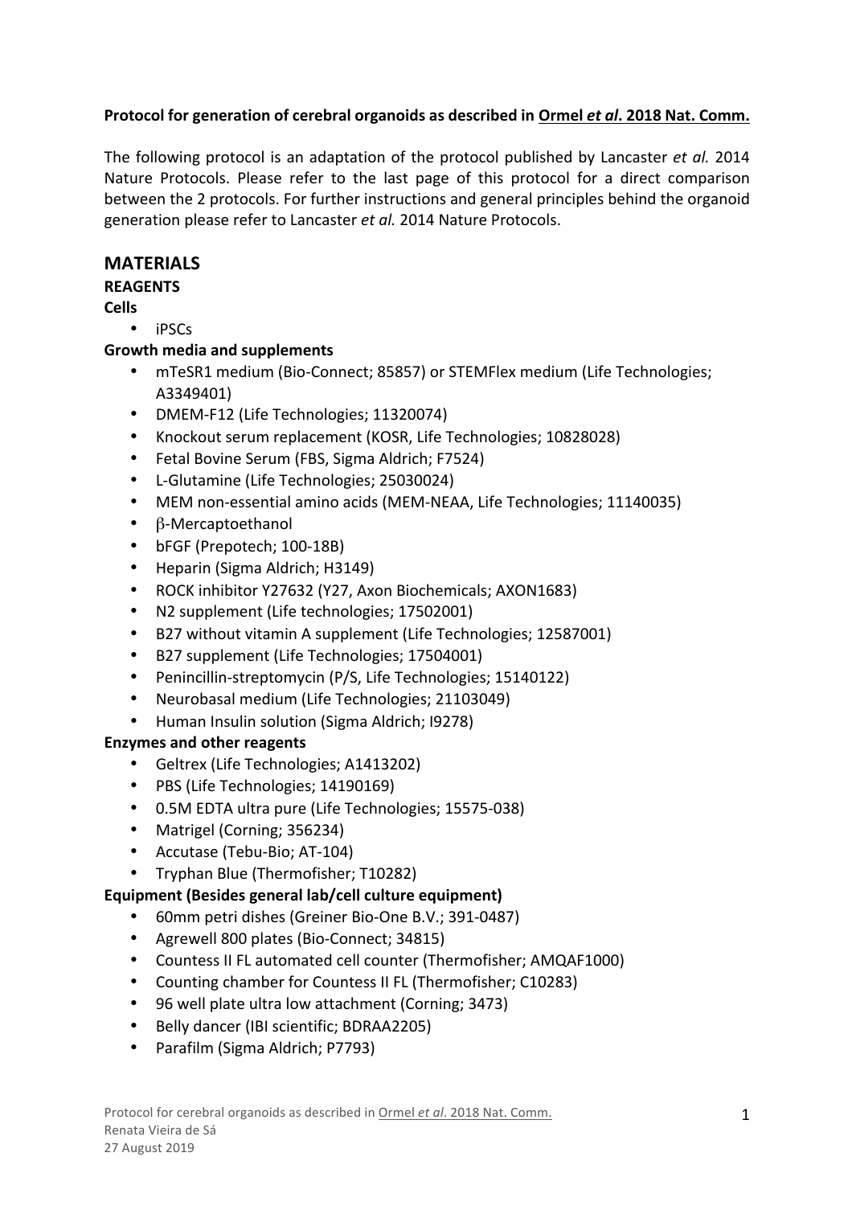**Protocol for generation of cerebral organoids as described in <u>Ormel *et al*. 2018 Nat. Comm.</u>**

The following protocol is an adaptation of the protocol published by Lancaster *et al.* 2014 Nature Protocols. Please refer to the last page of this protocol for a direct comparison between the 2 protocols. For further instructions and general principles behind the organoid generation please refer to Lancaster *et al.* 2014 Nature Protocols.

# MATERIALS

**REAGENTS**

**Cells**

- iPSCs

**Growth media and supplements**

- mTeSR1 medium (Bio-Connect; 85857) or STEMFlex medium (Life Technologies; A3349401)
- DMEM-F12 (Life Technologies; 11320074)
- Knockout serum replacement (KOSR, Life Technologies; 10828028)
- Fetal Bovine Serum (FBS, Sigma Aldrich; F7524)
- L-Glutamine (Life Technologies; 25030024)
- MEM non-essential amino acids (MEM-NEAA, Life Technologies; 11140035)
- β-Mercaptoethanol
- bFGF (Prepotech; 100-18B)
- Heparin (Sigma Aldrich; H3149)
- ROCK inhibitor Y27632 (Y27, Axon Biochemicals; AXON1683)
- N2 supplement (Life technologies; 17502001)
- B27 without vitamin A supplement (Life Technologies; 12587001)
- B27 supplement (Life Technologies; 17504001)
- Penincillin-streptomycin (P/S, Life Technologies; 15140122)
- Neurobasal medium (Life Technologies; 21103049)
- Human Insulin solution (Sigma Aldrich; I9278)

**Enzymes and other reagents**

- Geltrex (Life Technologies; A1413202)
- PBS (Life Technologies; 14190169)
- 0.5M EDTA ultra pure (Life Technologies; 15575-038)
- Matrigel (Corning; 356234)
- Accutase (Tebu-Bio; AT-104)
- Tryphan Blue (Thermofisher; T10282)

**Equipment (Besides general lab/cell culture equipment)**

- 60mm petri dishes (Greiner Bio-One B.V.; 391-0487)
- Agrewell 800 plates (Bio-Connect; 34815)
- Countess II FL automated cell counter (Thermofisher; AMQAF1000)
- Counting chamber for Countess II FL (Thermofisher; C10283)
- 96 well plate ultra low attachment (Corning; 3473)
- Belly dancer (IBI scientific; BDRAA2205)
- Parafilm (Sigma Aldrich; P7793)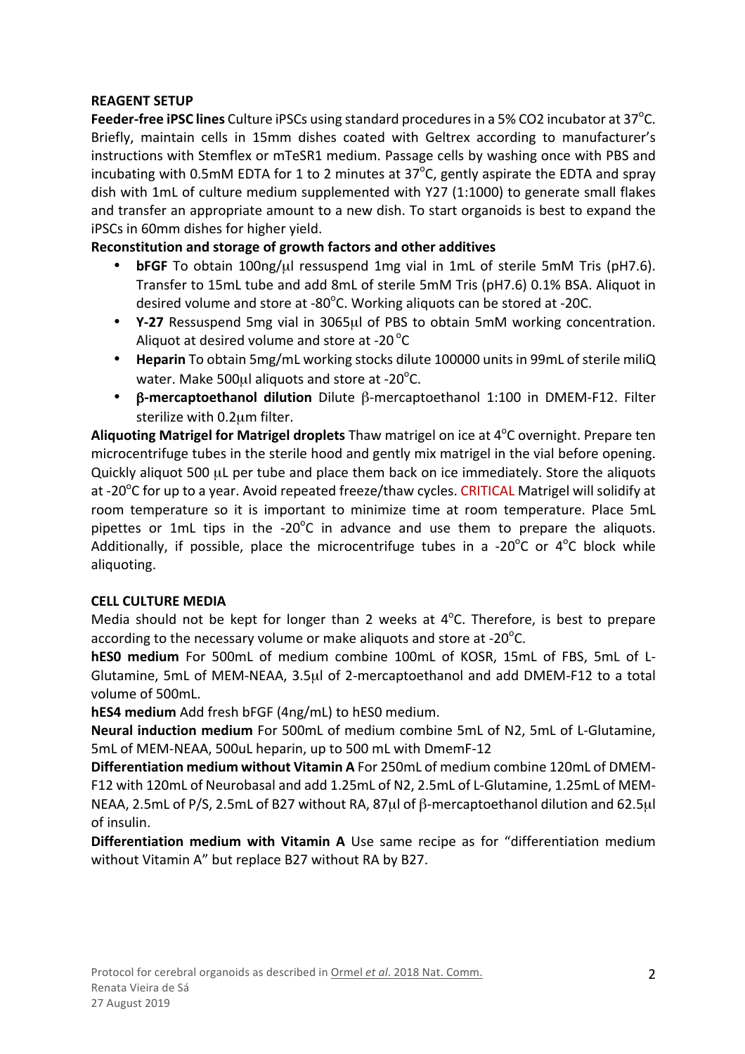**REAGENT SETUP**

**Feeder-free iPSC lines** Culture iPSCs using standard procedures in a 5% CO2 incubator at 37°C. Briefly, maintain cells in 15mm dishes coated with Geltrex according to manufacturer's instructions with Stemflex or mTeSR1 medium. Passage cells by washing once with PBS and incubating with 0.5mM EDTA for 1 to 2 minutes at 37°C, gently aspirate the EDTA and spray dish with 1mL of culture medium supplemented with Y27 (1:1000) to generate small flakes and transfer an appropriate amount to a new dish. To start organoids is best to expand the iPSCs in 60mm dishes for higher yield.

**Reconstitution and storage of growth factors and other additives**

- **bFGF** To obtain 100ng/μl ressuspend 1mg vial in 1mL of sterile 5mM Tris (pH7.6). Transfer to 15mL tube and add 8mL of sterile 5mM Tris (pH7.6) 0.1% BSA. Aliquot in desired volume and store at -80°C. Working aliquots can be stored at -20C.
- **Y-27** Ressuspend 5mg vial in 3065μl of PBS to obtain 5mM working concentration. Aliquot at desired volume and store at -20 °C
- **Heparin** To obtain 5mg/mL working stocks dilute 100000 units in 99mL of sterile miliQ water. Make 500μl aliquots and store at -20°C.
- **β-mercaptoethanol dilution** Dilute β-mercaptoethanol 1:100 in DMEM-F12. Filter sterilize with 0.2μm filter.

**Aliquoting Matrigel for Matrigel droplets** Thaw matrigel on ice at 4°C overnight. Prepare ten microcentrifuge tubes in the sterile hood and gently mix matrigel in the vial before opening. Quickly aliquot 500 μL per tube and place them back on ice immediately. Store the aliquots at -20°C for up to a year. Avoid repeated freeze/thaw cycles. CRITICAL Matrigel will solidify at room temperature so it is important to minimize time at room temperature. Place 5mL pipettes or 1mL tips in the -20°C in advance and use them to prepare the aliquots. Additionally, if possible, place the microcentrifuge tubes in a -20°C or 4°C block while aliquoting.

**CELL CULTURE MEDIA**

Media should not be kept for longer than 2 weeks at 4°C. Therefore, is best to prepare according to the necessary volume or make aliquots and store at -20°C.

**hES0 medium** For 500mL of medium combine 100mL of KOSR, 15mL of FBS, 5mL of L-Glutamine, 5mL of MEM-NEAA, 3.5μl of 2-mercaptoethanol and add DMEM-F12 to a total volume of 500mL.

**hES4 medium** Add fresh bFGF (4ng/mL) to hES0 medium.

**Neural induction medium** For 500mL of medium combine 5mL of N2, 5mL of L-Glutamine, 5mL of MEM-NEAA, 500uL heparin, up to 500 mL with DmemF-12

**Differentiation medium without Vitamin A** For 250mL of medium combine 120mL of DMEM-F12 with 120mL of Neurobasal and add 1.25mL of N2, 2.5mL of L-Glutamine, 1.25mL of MEM-NEAA, 2.5mL of P/S, 2.5mL of B27 without RA, 87μl of β-mercaptoethanol dilution and 62.5μl of insulin.

**Differentiation medium with Vitamin A** Use same recipe as for "differentiation medium without Vitamin A" but replace B27 without RA by B27.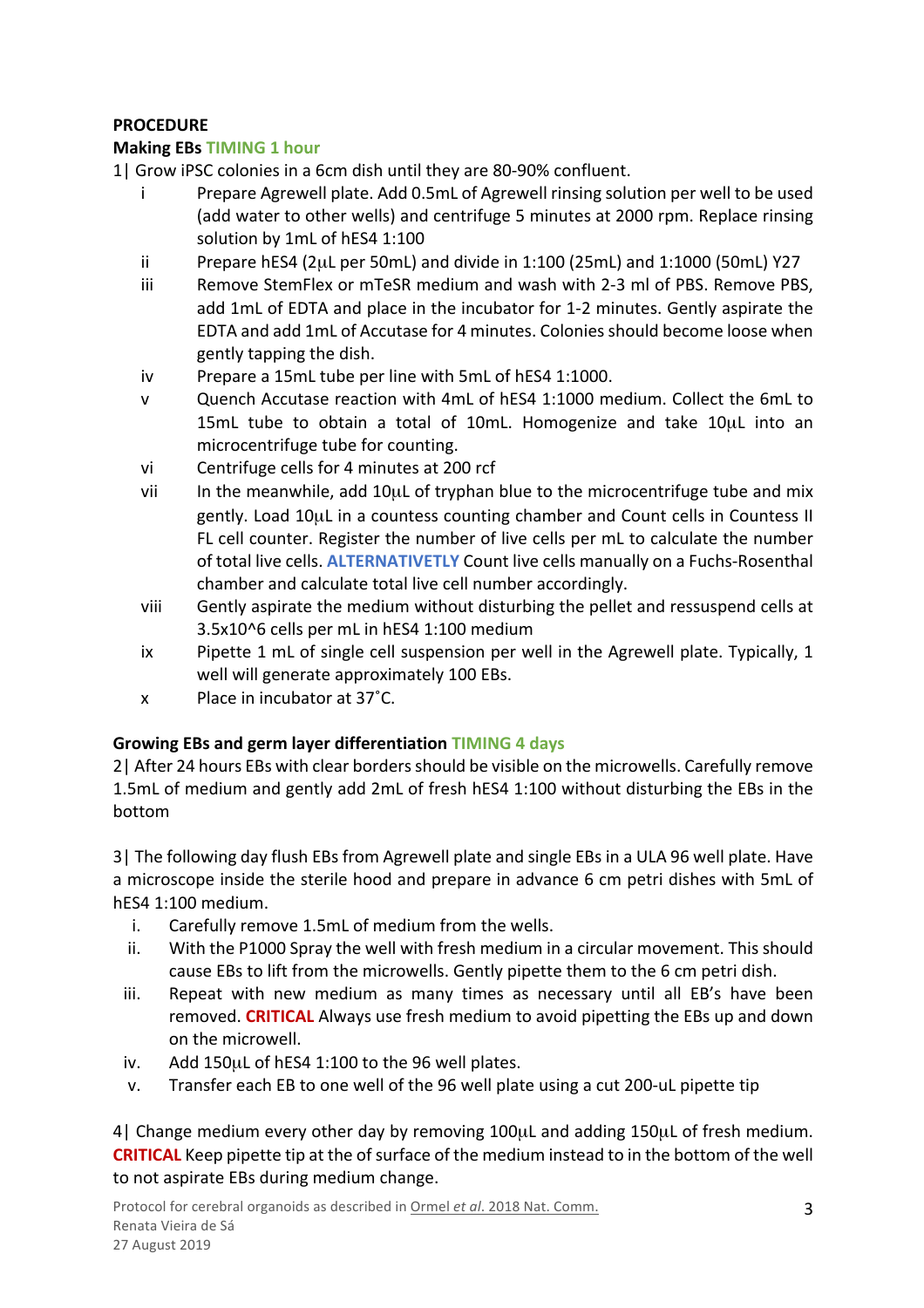**PROCEDURE**

**Making EBs TIMING 1 hour**

1| Grow iPSC colonies in a 6cm dish until they are 80-90% confluent.

- i Prepare Agrewell plate. Add 0.5mL of Agrewell rinsing solution per well to be used (add water to other wells) and centrifuge 5 minutes at 2000 rpm. Replace rinsing solution by 1mL of hES4 1:100
- ii Prepare hES4 (2μL per 50mL) and divide in 1:100 (25mL) and 1:1000 (50mL) Y27
- iii Remove StemFlex or mTeSR medium and wash with 2-3 ml of PBS. Remove PBS, add 1mL of EDTA and place in the incubator for 1-2 minutes. Gently aspirate the EDTA and add 1mL of Accutase for 4 minutes. Colonies should become loose when gently tapping the dish.
- iv Prepare a 15mL tube per line with 5mL of hES4 1:1000.
- v Quench Accutase reaction with 4mL of hES4 1:1000 medium. Collect the 6mL to 15mL tube to obtain a total of 10mL. Homogenize and take 10μL into an microcentrifuge tube for counting.
- vi Centrifuge cells for 4 minutes at 200 rcf
- vii In the meanwhile, add 10μL of tryphan blue to the microcentrifuge tube and mix gently. Load 10μL in a countess counting chamber and Count cells in Countess II FL cell counter. Register the number of live cells per mL to calculate the number of total live cells. **ALTERNATIVETLY** Count live cells manually on a Fuchs-Rosenthal chamber and calculate total live cell number accordingly.
- viii Gently aspirate the medium without disturbing the pellet and ressuspend cells at 3.5x10^6 cells per mL in hES4 1:100 medium
- ix Pipette 1 mL of single cell suspension per well in the Agrewell plate. Typically, 1 well will generate approximately 100 EBs.
- x Place in incubator at 37˚C.

**Growing EBs and germ layer differentiation TIMING 4 days**

2| After 24 hours EBs with clear borders should be visible on the microwells. Carefully remove 1.5mL of medium and gently add 2mL of fresh hES4 1:100 without disturbing the EBs in the bottom

3| The following day flush EBs from Agrewell plate and single EBs in a ULA 96 well plate. Have a microscope inside the sterile hood and prepare in advance 6 cm petri dishes with 5mL of hES4 1:100 medium.

1. Carefully remove 1.5mL of medium from the wells.
2. With the P1000 Spray the well with fresh medium in a circular movement. This should cause EBs to lift from the microwells. Gently pipette them to the 6 cm petri dish.
3. Repeat with new medium as many times as necessary until all EB's have been removed. **CRITICAL** Always use fresh medium to avoid pipetting the EBs up and down on the microwell.
4. Add 150μL of hES4 1:100 to the 96 well plates.
5. Transfer each EB to one well of the 96 well plate using a cut 200-uL pipette tip

4| Change medium every other day by removing 100μL and adding 150μL of fresh medium. **CRITICAL** Keep pipette tip at the of surface of the medium instead to in the bottom of the well to not aspirate EBs during medium change.

Protocol for cerebral organoids as described in Ormel *et al*. 2018 Nat. Comm.
Renata Vieira de Sá
27 August 2019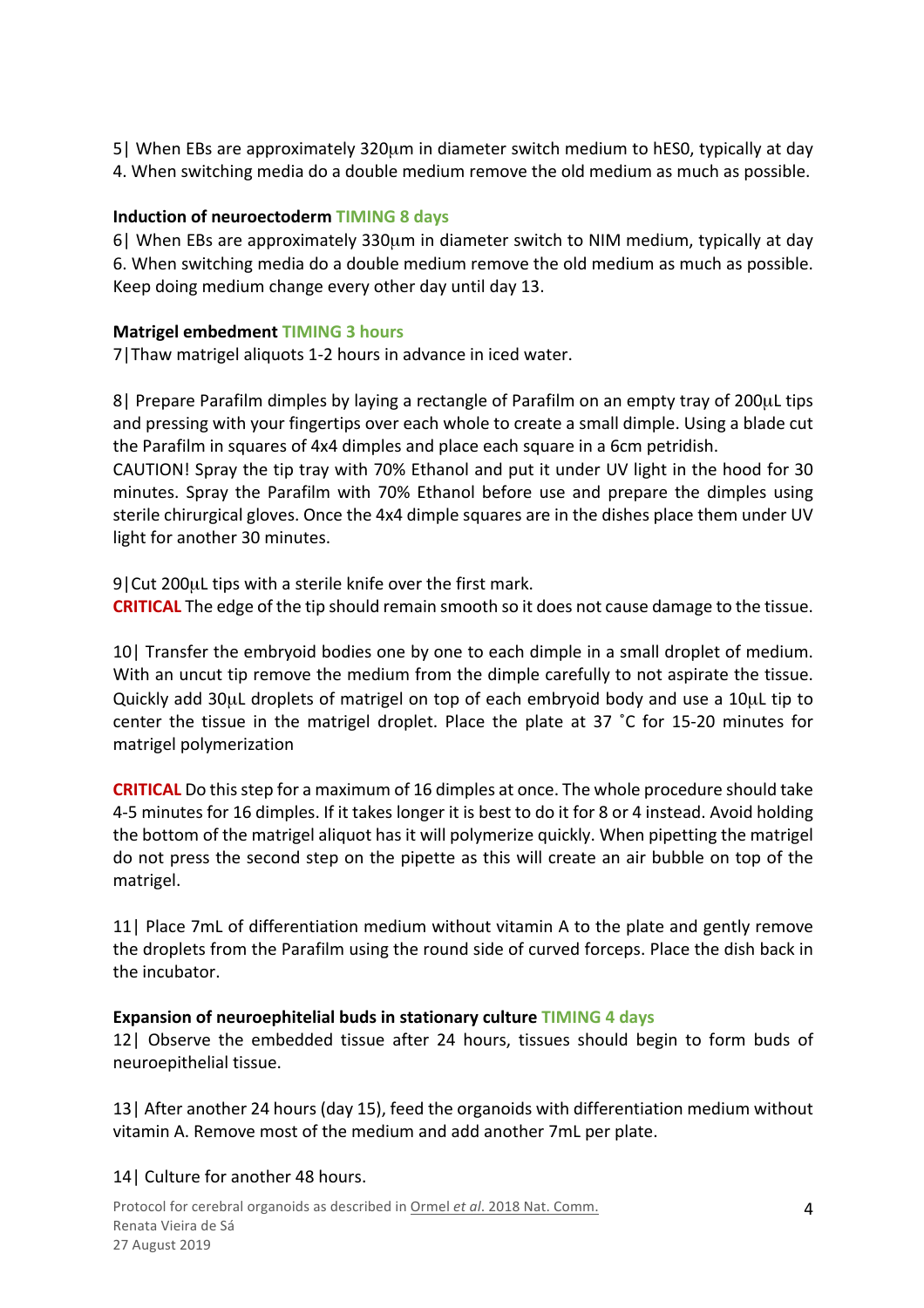5| When EBs are approximately 320μm in diameter switch medium to hES0, typically at day 4. When switching media do a double medium remove the old medium as much as possible.

**Induction of neuroectoderm** TIMING 8 days

6| When EBs are approximately 330μm in diameter switch to NIM medium, typically at day 6. When switching media do a double medium remove the old medium as much as possible. Keep doing medium change every other day until day 13.

**Matrigel embedment** TIMING 3 hours

7|Thaw matrigel aliquots 1-2 hours in advance in iced water.

8| Prepare Parafilm dimples by laying a rectangle of Parafilm on an empty tray of 200μL tips and pressing with your fingertips over each whole to create a small dimple. Using a blade cut the Parafilm in squares of 4x4 dimples and place each square in a 6cm petridish.
CAUTION! Spray the tip tray with 70% Ethanol and put it under UV light in the hood for 30 minutes. Spray the Parafilm with 70% Ethanol before use and prepare the dimples using sterile chirurgical gloves. Once the 4x4 dimple squares are in the dishes place them under UV light for another 30 minutes.

9|Cut 200μL tips with a sterile knife over the first mark.
**CRITICAL** The edge of the tip should remain smooth so it does not cause damage to the tissue.

10| Transfer the embryoid bodies one by one to each dimple in a small droplet of medium. With an uncut tip remove the medium from the dimple carefully to not aspirate the tissue. Quickly add 30μL droplets of matrigel on top of each embryoid body and use a 10μL tip to center the tissue in the matrigel droplet. Place the plate at 37 ˚C for 15-20 minutes for matrigel polymerization

**CRITICAL** Do this step for a maximum of 16 dimples at once. The whole procedure should take 4-5 minutes for 16 dimples. If it takes longer it is best to do it for 8 or 4 instead. Avoid holding the bottom of the matrigel aliquot has it will polymerize quickly. When pipetting the matrigel do not press the second step on the pipette as this will create an air bubble on top of the matrigel.

11| Place 7mL of differentiation medium without vitamin A to the plate and gently remove the droplets from the Parafilm using the round side of curved forceps. Place the dish back in the incubator.

**Expansion of neuroephitelial buds in stationary culture** TIMING 4 days

12| Observe the embedded tissue after 24 hours, tissues should begin to form buds of neuroepithelial tissue.

13| After another 24 hours (day 15), feed the organoids with differentiation medium without vitamin A. Remove most of the medium and add another 7mL per plate.

14| Culture for another 48 hours.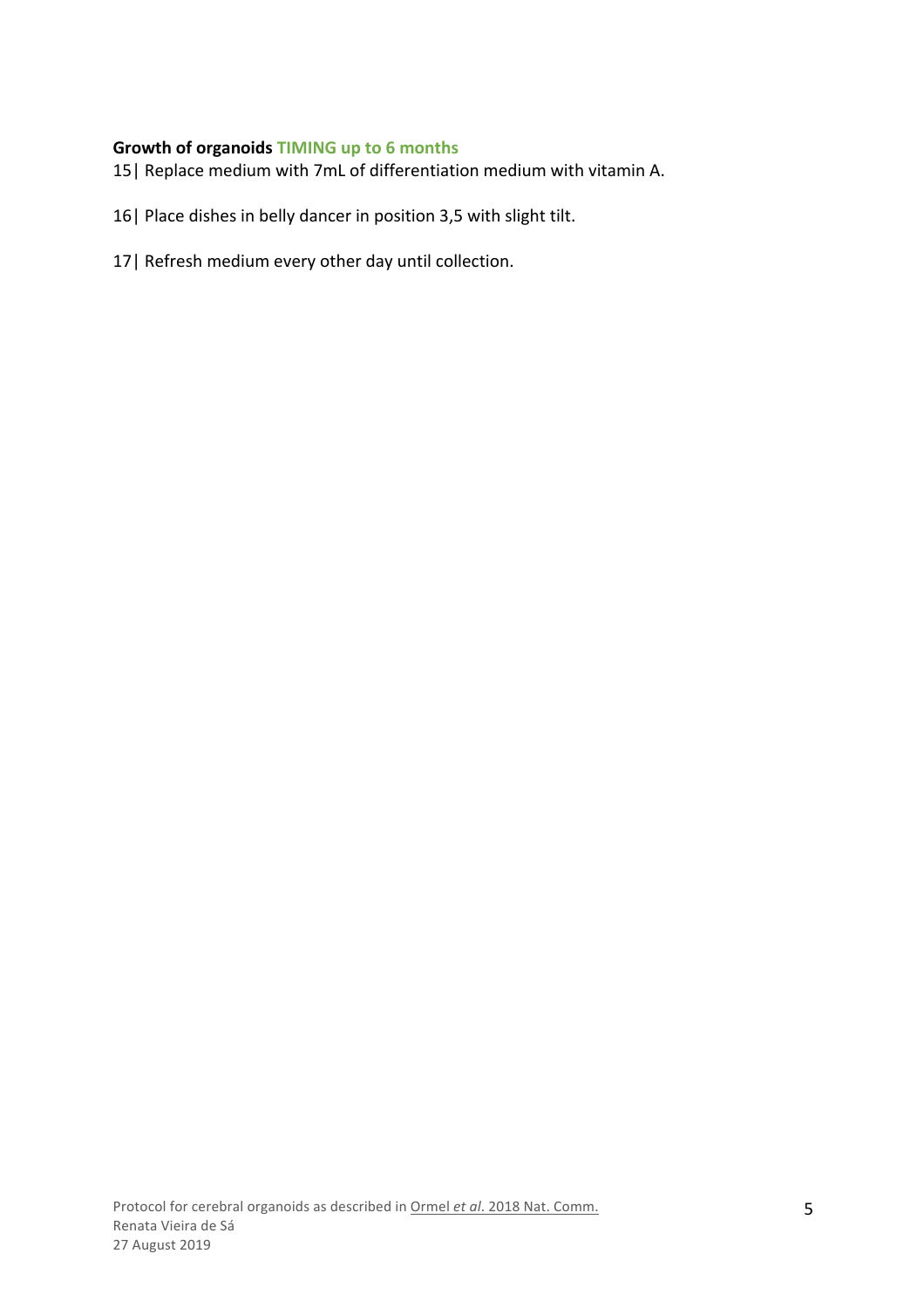**Growth of organoids TIMING up to 6 months**

15| Replace medium with 7mL of differentiation medium with vitamin A.

16| Place dishes in belly dancer in position 3,5 with slight tilt.

17| Refresh medium every other day until collection.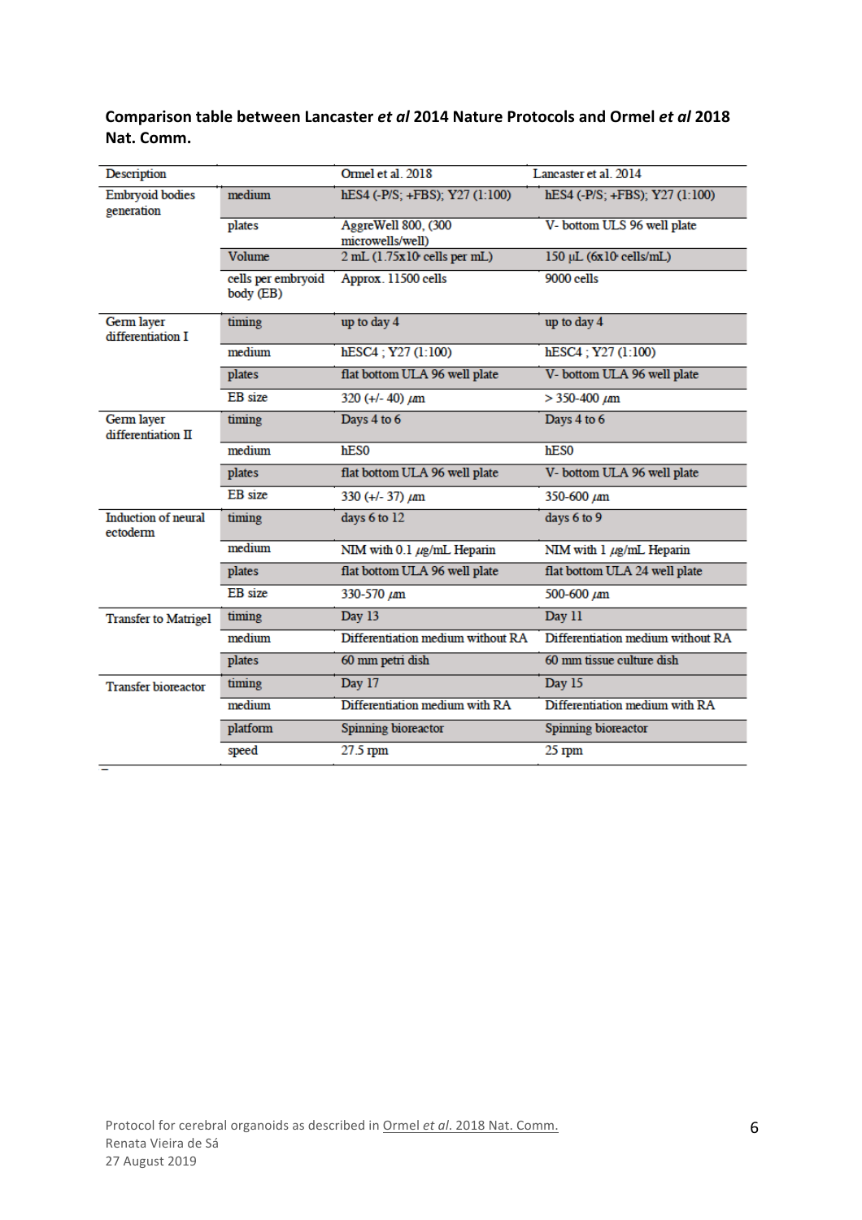**Comparison table between Lancaster *et al* 2014 Nature Protocols and Ormel *et al* 2018 Nat. Comm.**

| Description | | Ormel et al. 2018 | Lancaster et al. 2014 |
|---|---|---|---|
| Embryoid bodies generation | medium | hES4 (-P/S; +FBS); Y27 (1:100) | hES4 (-P/S; +FBS); Y27 (1:100) |
| | plates | AggreWell 800, (300 microwells/well) | V- bottom ULS 96 well plate |
| | Volume | 2 mL (1.75x10 cells per mL) | 150 µL (6x10 cells/mL) |
| | cells per embryoid body (EB) | Approx. 11500 cells | 9000 cells |
| Germ layer differentiation I | timing | up to day 4 | up to day 4 |
| | medium | hESC4 ; Y27 (1:100) | hESC4 ; Y27 (1:100) |
| | plates | flat bottom ULA 96 well plate | V- bottom ULA 96 well plate |
| | EB size | 320 (+/- 40) µm | > 350-400 µm |
| Germ layer differentiation II | timing | Days 4 to 6 | Days 4 to 6 |
| | medium | hES0 | hES0 |
| | plates | flat bottom ULA 96 well plate | V- bottom ULA 96 well plate |
| | EB size | 330 (+/- 37) µm | 350-600 µm |
| Induction of neural ectoderm | timing | days 6 to 12 | days 6 to 9 |
| | medium | NIM with 0.1 µg/mL Heparin | NIM with 1 µg/mL Heparin |
| | plates | flat bottom ULA 96 well plate | flat bottom ULA 24 well plate |
| | EB size | 330-570 µm | 500-600 µm |
| Transfer to Matrigel | timing | Day 13 | Day 11 |
| | medium | Differentiation medium without RA | Differentiation medium without RA |
| | plates | 60 mm petri dish | 60 mm tissue culture dish |
| Transfer bioreactor | timing | Day 17 | Day 15 |
| | medium | Differentiation medium with RA | Differentiation medium with RA |
| | platform | Spinning bioreactor | Spinning bioreactor |
| | speed | 27.5 rpm | 25 rpm |